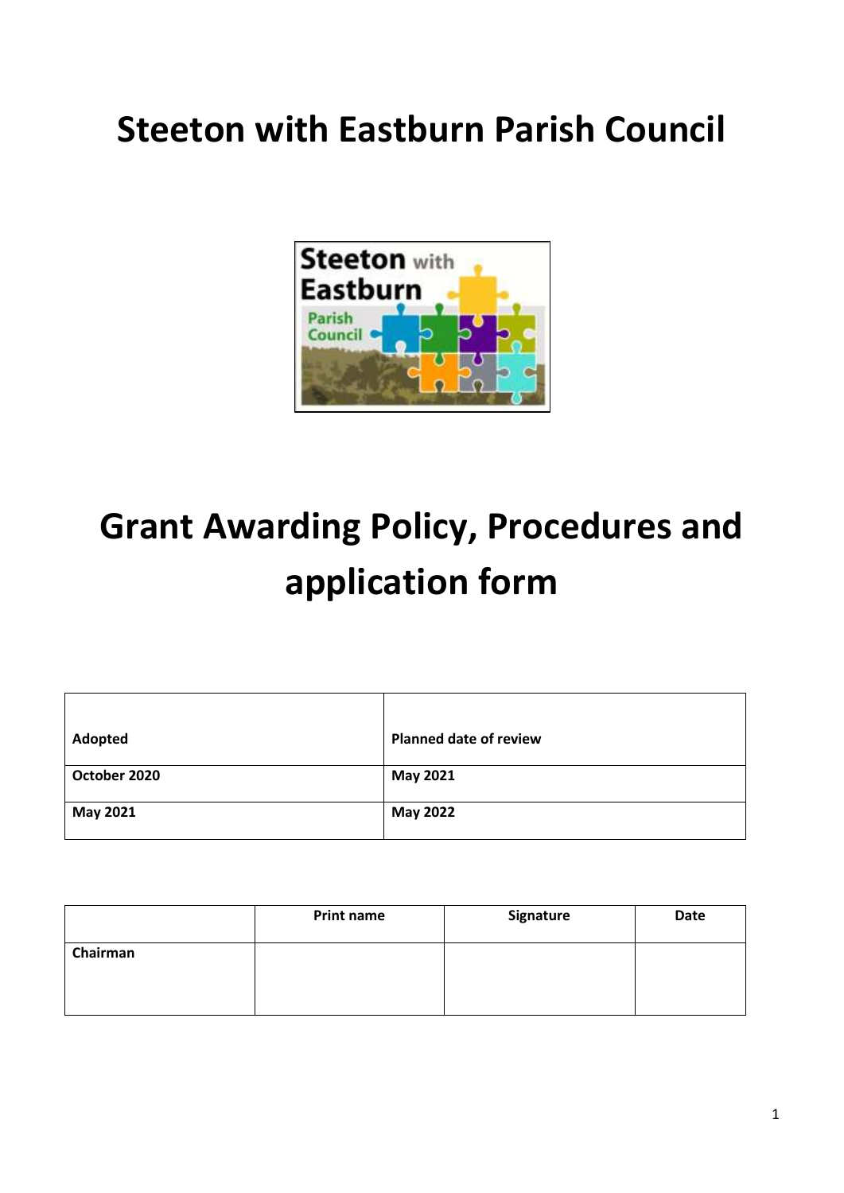# Steeton with Eastburn Parish Council

# Grant Awarding Policy, Procedures and application form

| Adopted | Planned date of review |
|---|---|
| October 2020 | May 2021 |
| May 2021 | May 2022 |

| | Print name | Signature | Date |
|---|---|---|---|
| Chairman | | | |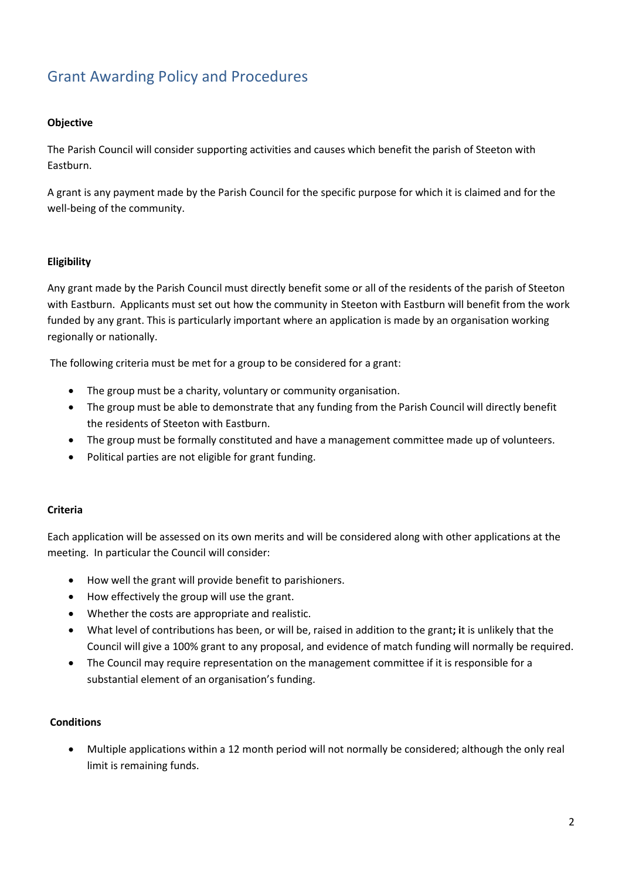# Grant Awarding Policy and Procedures

**Objective**

The Parish Council will consider supporting activities and causes which benefit the parish of Steeton with Eastburn.

A grant is any payment made by the Parish Council for the specific purpose for which it is claimed and for the well-being of the community.

**Eligibility**

Any grant made by the Parish Council must directly benefit some or all of the residents of the parish of Steeton with Eastburn. Applicants must set out how the community in Steeton with Eastburn will benefit from the work funded by any grant. This is particularly important where an application is made by an organisation working regionally or nationally.

The following criteria must be met for a group to be considered for a grant:

- The group must be a charity, voluntary or community organisation.
- The group must be able to demonstrate that any funding from the Parish Council will directly benefit the residents of Steeton with Eastburn.
- The group must be formally constituted and have a management committee made up of volunteers.
- Political parties are not eligible for grant funding.

**Criteria**

Each application will be assessed on its own merits and will be considered along with other applications at the meeting. In particular the Council will consider:

- How well the grant will provide benefit to parishioners.
- How effectively the group will use the grant.
- Whether the costs are appropriate and realistic.
- What level of contributions has been, or will be, raised in addition to the grant**; i**t is unlikely that the Council will give a 100% grant to any proposal, and evidence of match funding will normally be required.
- The Council may require representation on the management committee if it is responsible for a substantial element of an organisation's funding.

**Conditions**

- Multiple applications within a 12 month period will not normally be considered; although the only real limit is remaining funds.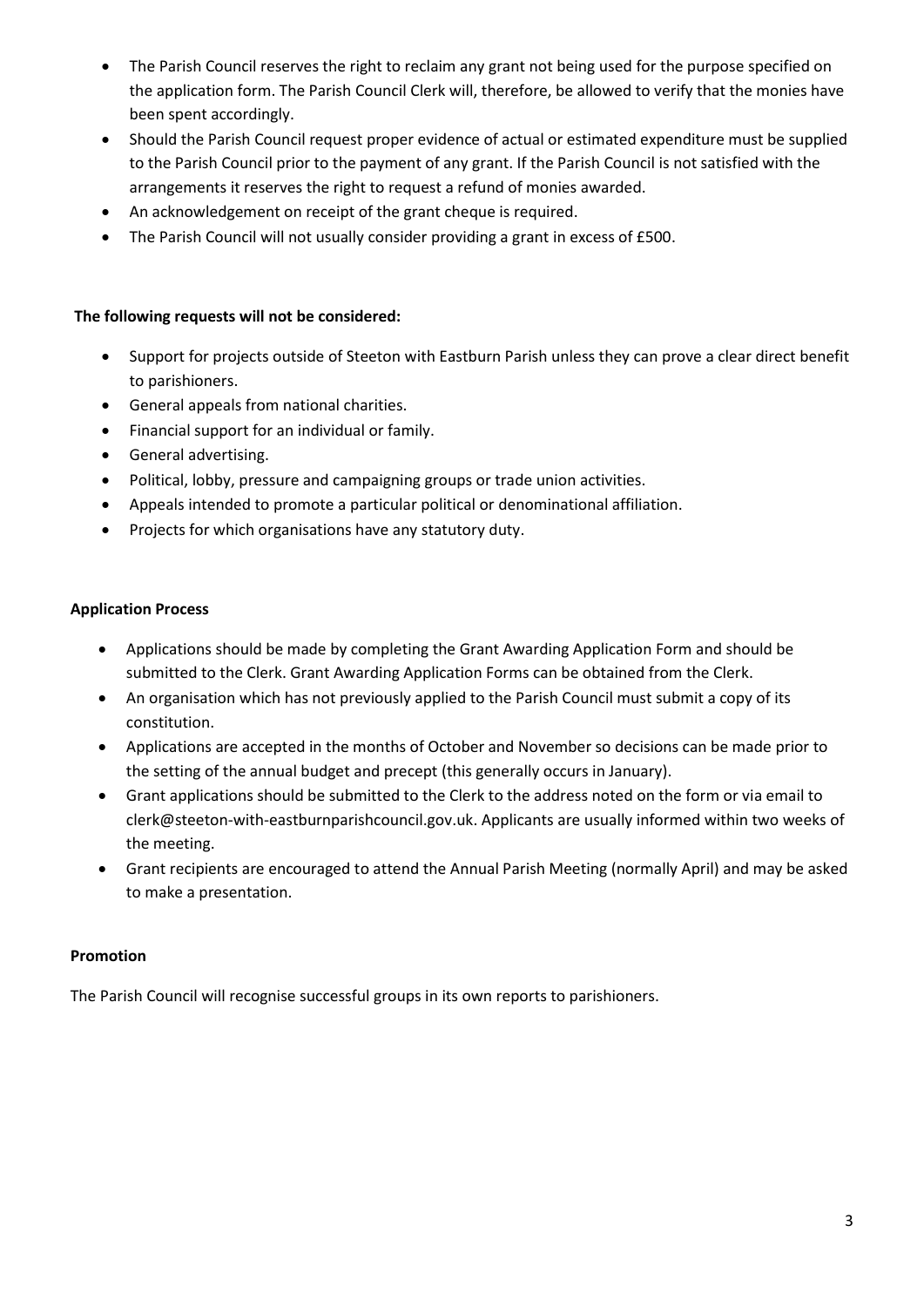- The Parish Council reserves the right to reclaim any grant not being used for the purpose specified on the application form. The Parish Council Clerk will, therefore, be allowed to verify that the monies have been spent accordingly.
- Should the Parish Council request proper evidence of actual or estimated expenditure must be supplied to the Parish Council prior to the payment of any grant. If the Parish Council is not satisfied with the arrangements it reserves the right to request a refund of monies awarded.
- An acknowledgement on receipt of the grant cheque is required.
- The Parish Council will not usually consider providing a grant in excess of £500.

**The following requests will not be considered:**

- Support for projects outside of Steeton with Eastburn Parish unless they can prove a clear direct benefit to parishioners.
- General appeals from national charities.
- Financial support for an individual or family.
- General advertising.
- Political, lobby, pressure and campaigning groups or trade union activities.
- Appeals intended to promote a particular political or denominational affiliation.
- Projects for which organisations have any statutory duty.

**Application Process**

- Applications should be made by completing the Grant Awarding Application Form and should be submitted to the Clerk. Grant Awarding Application Forms can be obtained from the Clerk.
- An organisation which has not previously applied to the Parish Council must submit a copy of its constitution.
- Applications are accepted in the months of October and November so decisions can be made prior to the setting of the annual budget and precept (this generally occurs in January).
- Grant applications should be submitted to the Clerk to the address noted on the form or via email to clerk@steeton-with-eastburnparishcouncil.gov.uk. Applicants are usually informed within two weeks of the meeting.
- Grant recipients are encouraged to attend the Annual Parish Meeting (normally April) and may be asked to make a presentation.

**Promotion**

The Parish Council will recognise successful groups in its own reports to parishioners.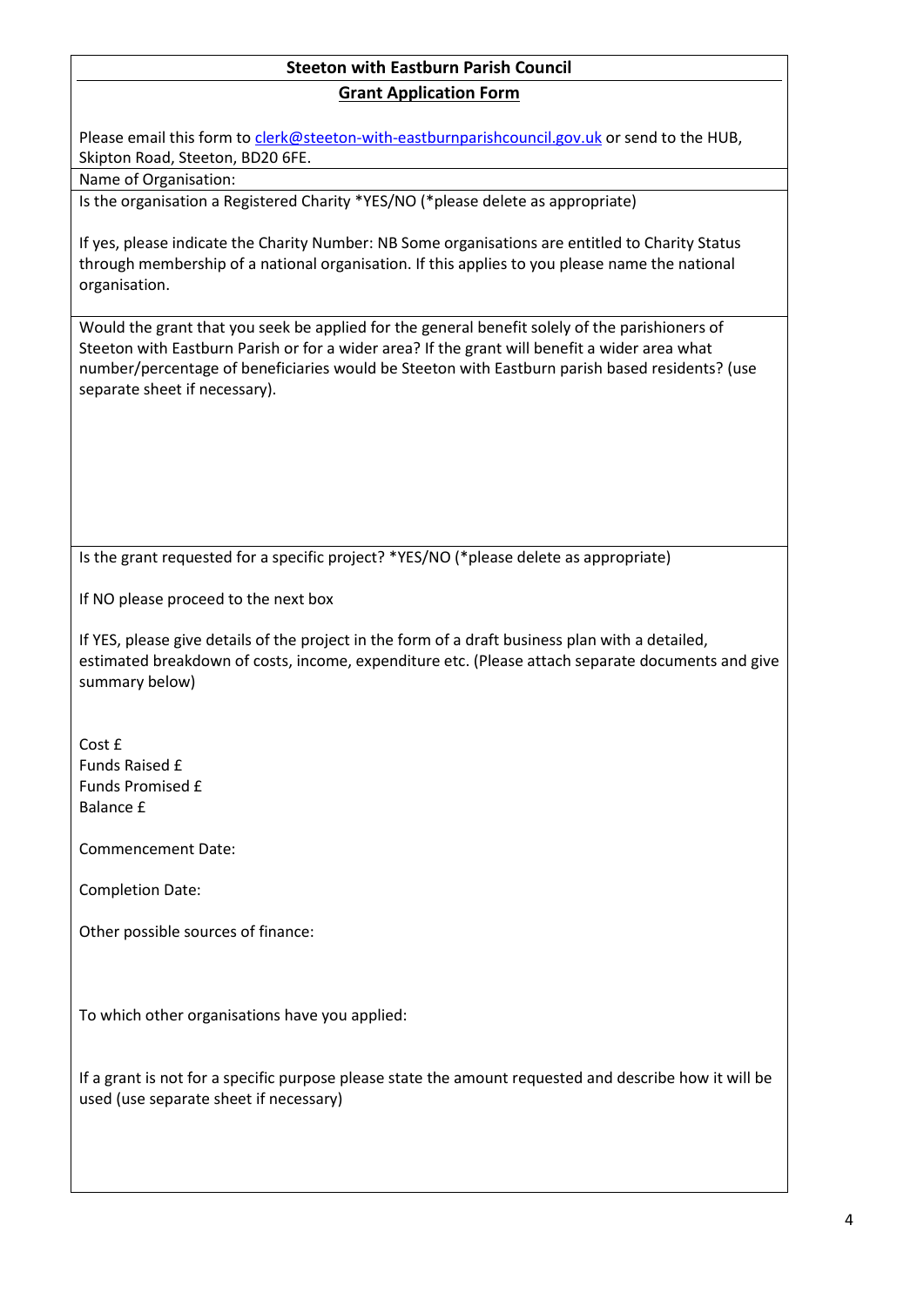## Steeton with Eastburn Parish Council

### Grant Application Form

Please email this form to clerk@steeton-with-eastburnparishcouncil.gov.uk or send to the HUB, Skipton Road, Steeton, BD20 6FE.

Name of Organisation:

Is the organisation a Registered Charity *YES/NO (*please delete as appropriate)

If yes, please indicate the Charity Number: NB Some organisations are entitled to Charity Status through membership of a national organisation. If this applies to you please name the national organisation.

Would the grant that you seek be applied for the general benefit solely of the parishioners of Steeton with Eastburn Parish or for a wider area? If the grant will benefit a wider area what number/percentage of beneficiaries would be Steeton with Eastburn parish based residents? (use separate sheet if necessary).

Is the grant requested for a specific project? *YES/NO (*please delete as appropriate)

If NO please proceed to the next box

If YES, please give details of the project in the form of a draft business plan with a detailed, estimated breakdown of costs, income, expenditure etc. (Please attach separate documents and give summary below)

Cost £
Funds Raised £
Funds Promised £
Balance £

Commencement Date:

Completion Date:

Other possible sources of finance:

To which other organisations have you applied:

If a grant is not for a specific purpose please state the amount requested and describe how it will be used (use separate sheet if necessary)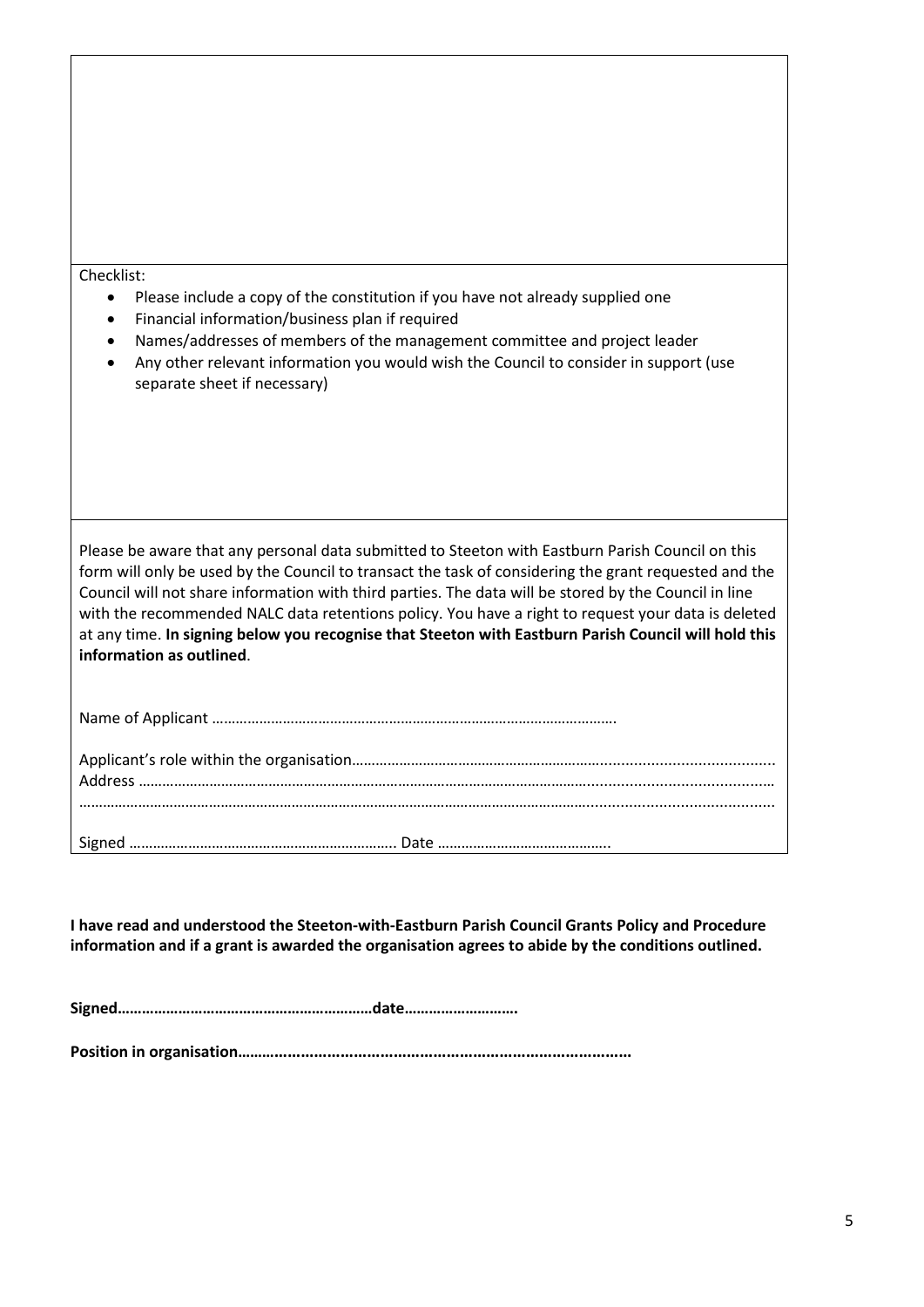Checklist:

- Please include a copy of the constitution if you have not already supplied one
- Financial information/business plan if required
- Names/addresses of members of the management committee and project leader
- Any other relevant information you would wish the Council to consider in support (use separate sheet if necessary)

Please be aware that any personal data submitted to Steeton with Eastburn Parish Council on this form will only be used by the Council to transact the task of considering the grant requested and the Council will not share information with third parties. The data will be stored by the Council in line with the recommended NALC data retentions policy. You have a right to request your data is deleted at any time. **In signing below you recognise that Steeton with Eastburn Parish Council will hold this information as outlined**.

Name of Applicant …………………………………………………………………………………………

Applicant's role within the organisation………………………………………………………………........................................
Address ………………………………………………………………………………………………………………........................................
……………………………………………………………………………………………………………………………........................................

Signed ………………………………………………………….. Date ……………………………………..

**I have read and understood the Steeton-with-Eastburn Parish Council Grants Policy and Procedure information and if a grant is awarded the organisation agrees to abide by the conditions outlined.**

**Signed………………………………………………………date……………………….**

**Position in organisation………………………………………………………………………………**